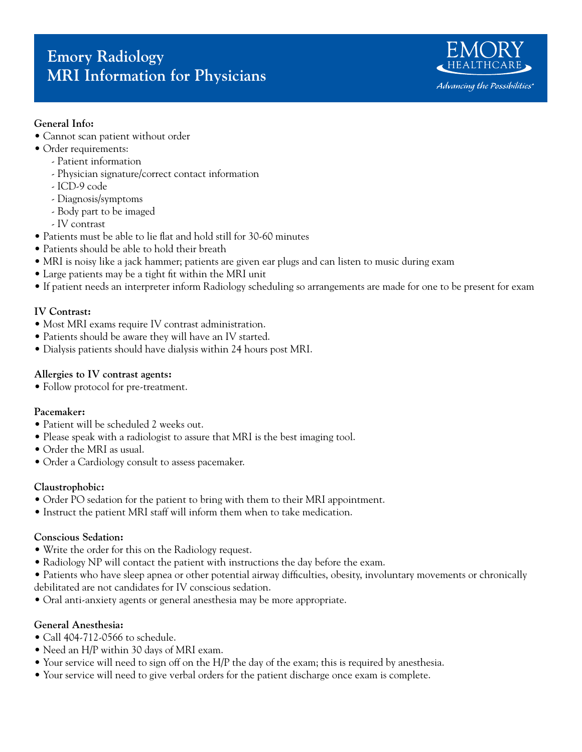# Emory Radiology
# MRI Information for Physicians

EMORY HEALTHCARE

*Advancing the Possibilities*

**General Info:**

- Cannot scan patient without order
- Order requirements:
  - Patient information
  - Physician signature/correct contact information
  - ICD-9 code
  - Diagnosis/symptoms
  - Body part to be imaged
  - IV contrast
- Patients must be able to lie flat and hold still for 30-60 minutes
- Patients should be able to hold their breath
- MRI is noisy like a jack hammer; patients are given ear plugs and can listen to music during exam
- Large patients may be a tight fit within the MRI unit
- If patient needs an interpreter inform Radiology scheduling so arrangements are made for one to be present for exam

**IV Contrast:**

- Most MRI exams require IV contrast administration.
- Patients should be aware they will have an IV started.
- Dialysis patients should have dialysis within 24 hours post MRI.

**Allergies to IV contrast agents:**

- Follow protocol for pre-treatment.

**Pacemaker:**

- Patient will be scheduled 2 weeks out.
- Please speak with a radiologist to assure that MRI is the best imaging tool.
- Order the MRI as usual.
- Order a Cardiology consult to assess pacemaker.

**Claustrophobic:**

- Order PO sedation for the patient to bring with them to their MRI appointment.
- Instruct the patient MRI staff will inform them when to take medication.

**Conscious Sedation:**

- Write the order for this on the Radiology request.
- Radiology NP will contact the patient with instructions the day before the exam.
- Patients who have sleep apnea or other potential airway difficulties, obesity, involuntary movements or chronically debilitated are not candidates for IV conscious sedation.
- Oral anti-anxiety agents or general anesthesia may be more appropriate.

**General Anesthesia:**

- Call 404-712-0566 to schedule.
- Need an H/P within 30 days of MRI exam.
- Your service will need to sign off on the H/P the day of the exam; this is required by anesthesia.
- Your service will need to give verbal orders for the patient discharge once exam is complete.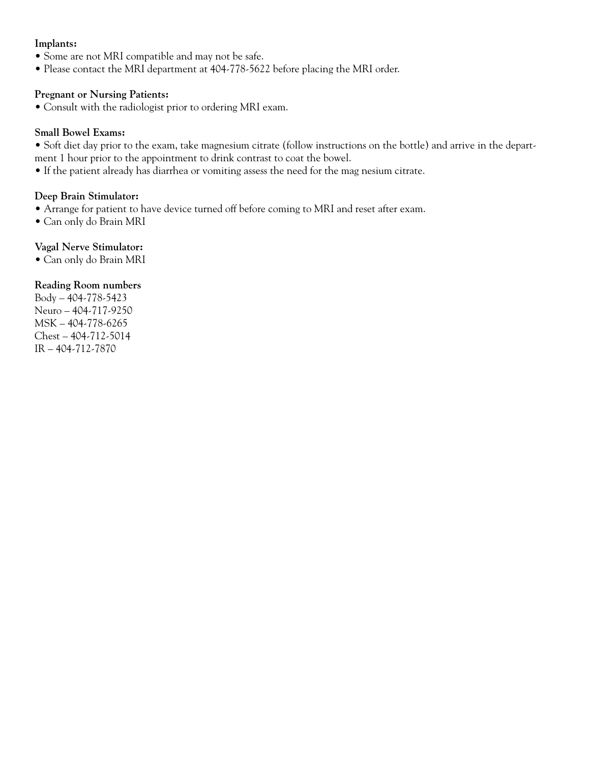**Implants:**

- Some are not MRI compatible and may not be safe.
- Please contact the MRI department at 404-778-5622 before placing the MRI order.

**Pregnant or Nursing Patients:**

- Consult with the radiologist prior to ordering MRI exam.

**Small Bowel Exams:**

- Soft diet day prior to the exam, take magnesium citrate (follow instructions on the bottle) and arrive in the department 1 hour prior to the appointment to drink contrast to coat the bowel.
- If the patient already has diarrhea or vomiting assess the need for the mag nesium citrate.

**Deep Brain Stimulator:**

- Arrange for patient to have device turned off before coming to MRI and reset after exam.
- Can only do Brain MRI

**Vagal Nerve Stimulator:**

- Can only do Brain MRI

**Reading Room numbers**

Body – 404-778-5423
Neuro – 404-717-9250
MSK – 404-778-6265
Chest – 404-712-5014
IR – 404-712-7870